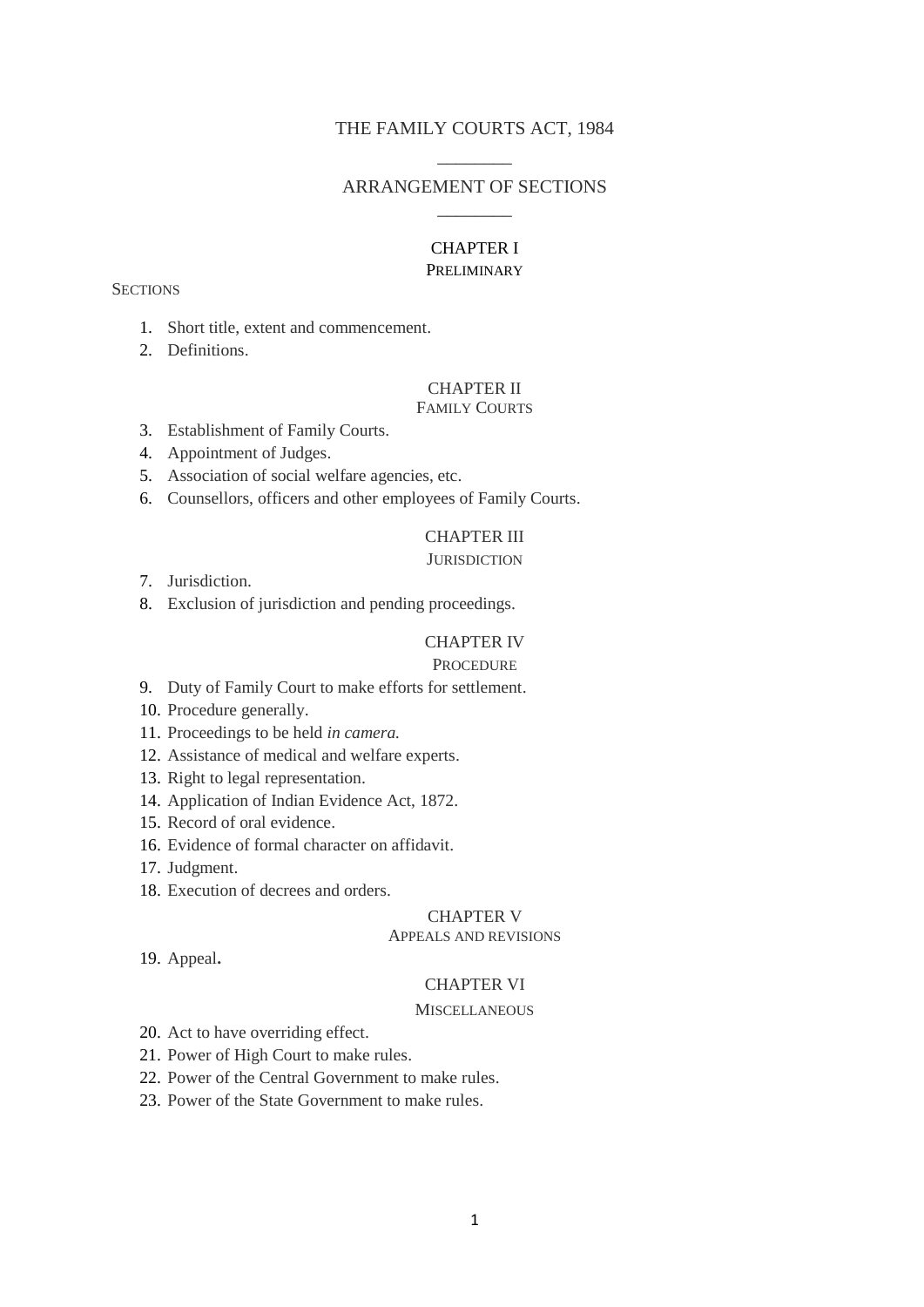# THE FAMILY COURTS ACT, 1984

________

## ARRANGEMENT OF SECTIONS

________

### CHAPTER I

PRELIMINARY

SECTIONS

1. Short title, extent and commencement.
2. Definitions.

### CHAPTER II

FAMILY COURTS

3. Establishment of Family Courts.
4. Appointment of Judges.
5. Association of social welfare agencies, etc.
6. Counsellors, officers and other employees of Family Courts.

### CHAPTER III

JURISDICTION

7. Jurisdiction.
8. Exclusion of jurisdiction and pending proceedings.

### CHAPTER IV

PROCEDURE

9. Duty of Family Court to make efforts for settlement.
10. Procedure generally.
11. Proceedings to be held *in camera.*
12. Assistance of medical and welfare experts.
13. Right to legal representation.
14. Application of Indian Evidence Act, 1872.
15. Record of oral evidence.
16. Evidence of formal character on affidavit.
17. Judgment.
18. Execution of decrees and orders.

### CHAPTER V

APPEALS AND REVISIONS

19. Appeal.

### CHAPTER VI

MISCELLANEOUS

20. Act to have overriding effect.
21. Power of High Court to make rules.
22. Power of the Central Government to make rules.
23. Power of the State Government to make rules.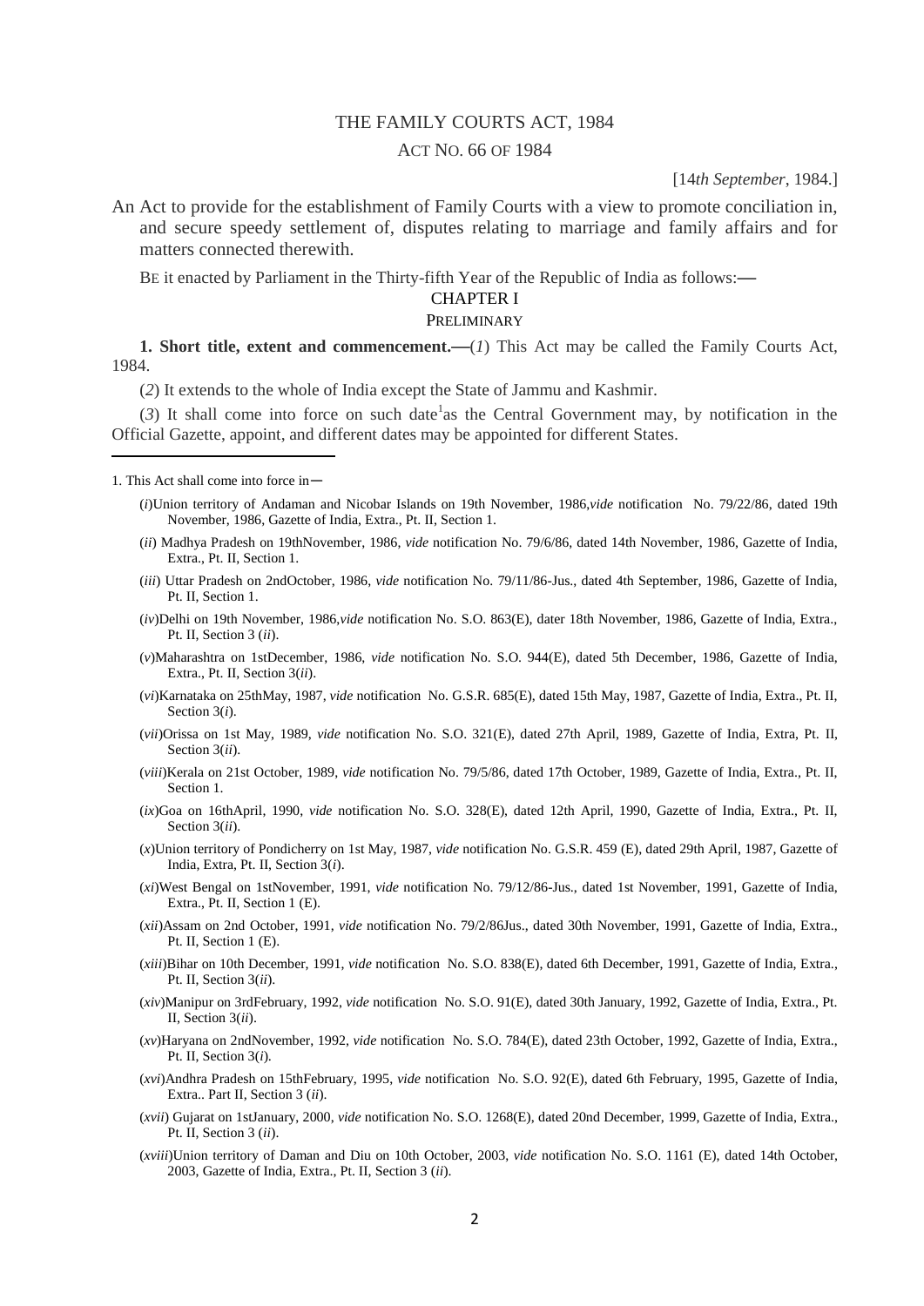# THE FAMILY COURTS ACT, 1984

## ACT NO. 66 OF 1984

[14*th September*, 1984.]

An Act to provide for the establishment of Family Courts with a view to promote conciliation in, and secure speedy settlement of, disputes relating to marriage and family affairs and for matters connected therewith.

BE it enacted by Parliament in the Thirty-fifth Year of the Republic of India as follows:—

## CHAPTER I

### PRELIMINARY

**1. Short title, extent and commencement.**—(*1*) This Act may be called the Family Courts Act, 1984.

(*2*) It extends to the whole of India except the State of Jammu and Kashmir.

(*3*) It shall come into force on such date[1] as the Central Government may, by notification in the Official Gazette, appoint, and different dates may be appointed for different States.

---

1. This Act shall come into force in—

(*i*) Union territory of Andaman and Nicobar Islands on 19th November, 1986, *vide* notification No. 79/22/86, dated 19th November, 1986, Gazette of India, Extra., Pt. II, Section 1.

(*ii*) Madhya Pradesh on 19th November, 1986, *vide* notification No. 79/6/86, dated 14th November, 1986, Gazette of India, Extra., Pt. II, Section 1.

(*iii*) Uttar Pradesh on 2nd October, 1986, *vide* notification No. 79/11/86-Jus., dated 4th September, 1986, Gazette of India, Pt. II, Section 1.

(*iv*) Delhi on 19th November, 1986, *vide* notification No. S.O. 863(E), dater 18th November, 1986, Gazette of India, Extra., Pt. II, Section 3 (*ii*).

(*v*) Maharashtra on 1st December, 1986, *vide* notification No. S.O. 944(E), dated 5th December, 1986, Gazette of India, Extra., Pt. II, Section 3(*ii*).

(*vi*) Karnataka on 25th May, 1987, *vide* notification No. G.S.R. 685(E), dated 15th May, 1987, Gazette of India, Extra., Pt. II, Section 3(*i*).

(*vii*) Orissa on 1st May, 1989, *vide* notification No. S.O. 321(E), dated 27th April, 1989, Gazette of India, Extra, Pt. II, Section 3(*ii*).

(*viii*) Kerala on 21st October, 1989, *vide* notification No. 79/5/86, dated 17th October, 1989, Gazette of India, Extra., Pt. II, Section 1.

(*ix*) Goa on 16th April, 1990, *vide* notification No. S.O. 328(E), dated 12th April, 1990, Gazette of India, Extra., Pt. II, Section 3(*ii*).

(*x*) Union territory of Pondicherry on 1st May, 1987, *vide* notification No. G.S.R. 459 (E), dated 29th April, 1987, Gazette of India, Extra, Pt. II, Section 3(*i*).

(*xi*) West Bengal on 1st November, 1991, *vide* notification No. 79/12/86-Jus., dated 1st November, 1991, Gazette of India, Extra., Pt. II, Section 1 (E).

(*xii*) Assam on 2nd October, 1991, *vide* notification No. 79/2/86Jus., dated 30th November, 1991, Gazette of India, Extra., Pt. II, Section 1 (E).

(*xiii*) Bihar on 10th December, 1991, *vide* notification No. S.O. 838(E), dated 6th December, 1991, Gazette of India, Extra., Pt. II, Section 3(*ii*).

(*xiv*) Manipur on 3rd February, 1992, *vide* notification No. S.O. 91(E), dated 30th January, 1992, Gazette of India, Extra., Pt. II, Section 3(*ii*).

(*xv*) Haryana on 2nd November, 1992, *vide* notification No. S.O. 784(E), dated 23th October, 1992, Gazette of India, Extra., Pt. II, Section 3(*i*).

(*xvi*) Andhra Pradesh on 15th February, 1995, *vide* notification No. S.O. 92(E), dated 6th February, 1995, Gazette of India, Extra.. Part II, Section 3 (*ii*).

(*xvii*) Gujarat on 1st January, 2000, *vide* notification No. S.O. 1268(E), dated 20nd December, 1999, Gazette of India, Extra., Pt. II, Section 3 (*ii*).

(*xviii*) Union territory of Daman and Diu on 10th October, 2003, *vide* notification No. S.O. 1161 (E), dated 14th October, 2003, Gazette of India, Extra., Pt. II, Section 3 (*ii*).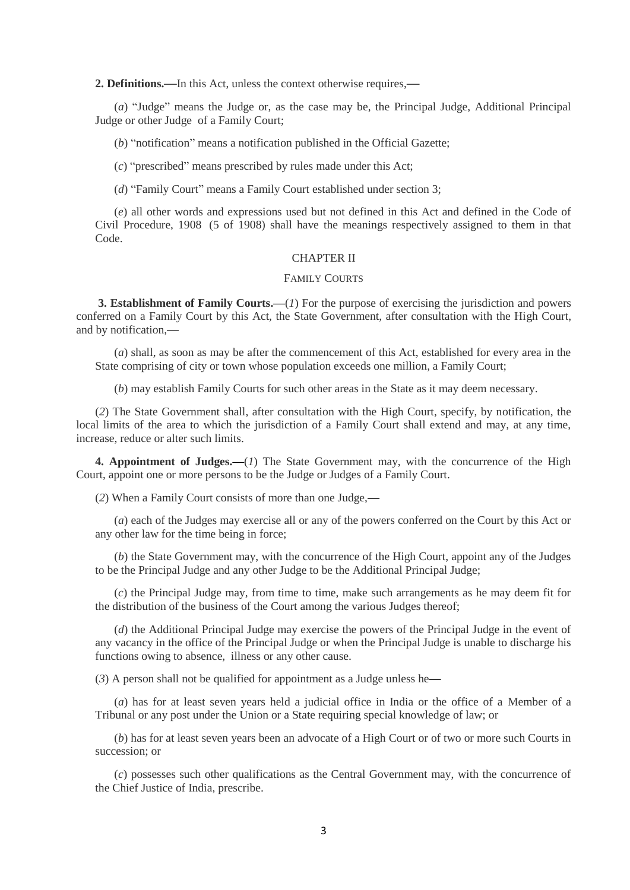**2. Definitions.—**In this Act, unless the context otherwise requires,—

(*a*) "Judge" means the Judge or, as the case may be, the Principal Judge, Additional Principal Judge or other Judge of a Family Court;

(*b*) "notification" means a notification published in the Official Gazette;

(*c*) "prescribed" means prescribed by rules made under this Act;

(*d*) "Family Court" means a Family Court established under section 3;

(*e*) all other words and expressions used but not defined in this Act and defined in the Code of Civil Procedure, 1908 (5 of 1908) shall have the meanings respectively assigned to them in that Code.

## CHAPTER II

## FAMILY COURTS

**3. Establishment of Family Courts.—**(*1*) For the purpose of exercising the jurisdiction and powers conferred on a Family Court by this Act, the State Government, after consultation with the High Court, and by notification,—

(*a*) shall, as soon as may be after the commencement of this Act, established for every area in the State comprising of city or town whose population exceeds one million, a Family Court;

(*b*) may establish Family Courts for such other areas in the State as it may deem necessary.

(*2*) The State Government shall, after consultation with the High Court, specify, by notification, the local limits of the area to which the jurisdiction of a Family Court shall extend and may, at any time, increase, reduce or alter such limits.

**4. Appointment of Judges.—**(*1*) The State Government may, with the concurrence of the High Court, appoint one or more persons to be the Judge or Judges of a Family Court.

(*2*) When a Family Court consists of more than one Judge,—

(*a*) each of the Judges may exercise all or any of the powers conferred on the Court by this Act or any other law for the time being in force;

(*b*) the State Government may, with the concurrence of the High Court, appoint any of the Judges to be the Principal Judge and any other Judge to be the Additional Principal Judge;

(*c*) the Principal Judge may, from time to time, make such arrangements as he may deem fit for the distribution of the business of the Court among the various Judges thereof;

(*d*) the Additional Principal Judge may exercise the powers of the Principal Judge in the event of any vacancy in the office of the Principal Judge or when the Principal Judge is unable to discharge his functions owing to absence, illness or any other cause.

(*3*) A person shall not be qualified for appointment as a Judge unless he—

(*a*) has for at least seven years held a judicial office in India or the office of a Member of a Tribunal or any post under the Union or a State requiring special knowledge of law; or

(*b*) has for at least seven years been an advocate of a High Court or of two or more such Courts in succession; or

(*c*) possesses such other qualifications as the Central Government may, with the concurrence of the Chief Justice of India, prescribe.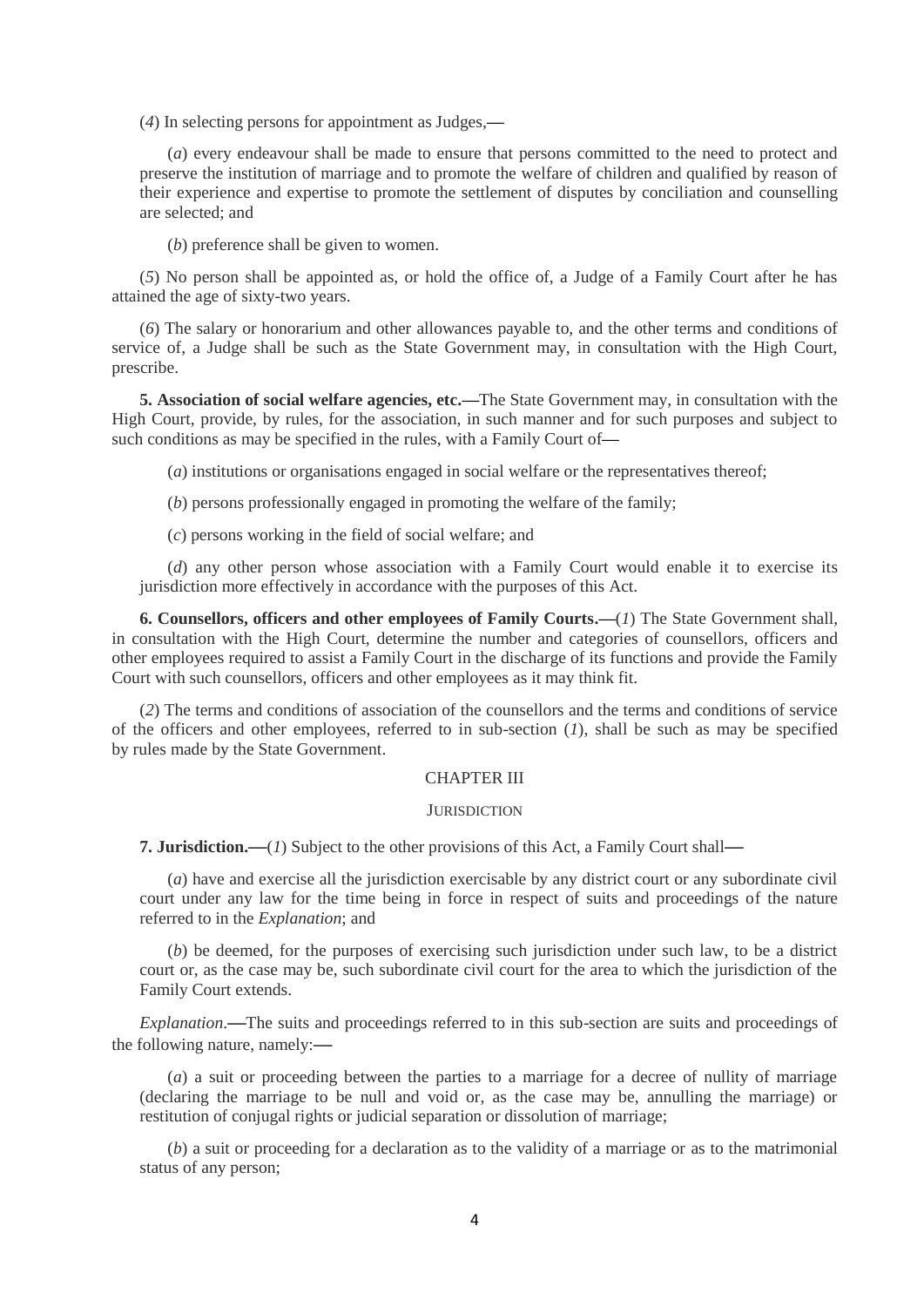(*4*) In selecting persons for appointment as Judges,—

(*a*) every endeavour shall be made to ensure that persons committed to the need to protect and preserve the institution of marriage and to promote the welfare of children and qualified by reason of their experience and expertise to promote the settlement of disputes by conciliation and counselling are selected; and

(*b*) preference shall be given to women.

(*5*) No person shall be appointed as, or hold the office of, a Judge of a Family Court after he has attained the age of sixty-two years.

(*6*) The salary or honorarium and other allowances payable to, and the other terms and conditions of service of, a Judge shall be such as the State Government may, in consultation with the High Court, prescribe.

**5. Association of social welfare agencies, etc.—**The State Government may, in consultation with the High Court, provide, by rules, for the association, in such manner and for such purposes and subject to such conditions as may be specified in the rules, with a Family Court of—

(*a*) institutions or organisations engaged in social welfare or the representatives thereof;

(*b*) persons professionally engaged in promoting the welfare of the family;

(*c*) persons working in the field of social welfare; and

(*d*) any other person whose association with a Family Court would enable it to exercise its jurisdiction more effectively in accordance with the purposes of this Act.

**6. Counsellors, officers and other employees of Family Courts.—**(*1*) The State Government shall, in consultation with the High Court, determine the number and categories of counsellors, officers and other employees required to assist a Family Court in the discharge of its functions and provide the Family Court with such counsellors, officers and other employees as it may think fit.

(*2*) The terms and conditions of association of the counsellors and the terms and conditions of service of the officers and other employees, referred to in sub-section (*1*), shall be such as may be specified by rules made by the State Government.

## CHAPTER III

### JURISDICTION

**7. Jurisdiction.—**(*1*) Subject to the other provisions of this Act, a Family Court shall—

(*a*) have and exercise all the jurisdiction exercisable by any district court or any subordinate civil court under any law for the time being in force in respect of suits and proceedings of the nature referred to in the *Explanation*; and

(*b*) be deemed, for the purposes of exercising such jurisdiction under such law, to be a district court or, as the case may be, such subordinate civil court for the area to which the jurisdiction of the Family Court extends.

*Explanation*.—The suits and proceedings referred to in this sub-section are suits and proceedings of the following nature, namely:—

(*a*) a suit or proceeding between the parties to a marriage for a decree of nullity of marriage (declaring the marriage to be null and void or, as the case may be, annulling the marriage) or restitution of conjugal rights or judicial separation or dissolution of marriage;

(*b*) a suit or proceeding for a declaration as to the validity of a marriage or as to the matrimonial status of any person;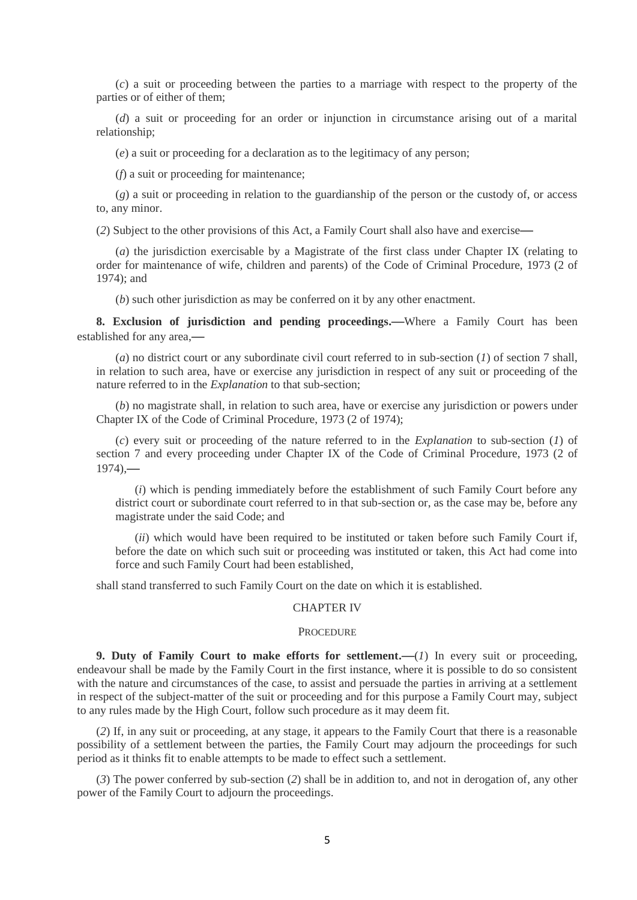(*c*) a suit or proceeding between the parties to a marriage with respect to the property of the parties or of either of them;

(*d*) a suit or proceeding for an order or injunction in circumstance arising out of a marital relationship;

(*e*) a suit or proceeding for a declaration as to the legitimacy of any person;

(*f*) a suit or proceeding for maintenance;

(*g*) a suit or proceeding in relation to the guardianship of the person or the custody of, or access to, any minor.

(*2*) Subject to the other provisions of this Act, a Family Court shall also have and exercise—

(*a*) the jurisdiction exercisable by a Magistrate of the first class under Chapter IX (relating to order for maintenance of wife, children and parents) of the Code of Criminal Procedure, 1973 (2 of 1974); and

(*b*) such other jurisdiction as may be conferred on it by any other enactment.

**8. Exclusion of jurisdiction and pending proceedings.**—Where a Family Court has been established for any area,—

(*a*) no district court or any subordinate civil court referred to in sub-section (*1*) of section 7 shall, in relation to such area, have or exercise any jurisdiction in respect of any suit or proceeding of the nature referred to in the *Explanation* to that sub-section;

(*b*) no magistrate shall, in relation to such area, have or exercise any jurisdiction or powers under Chapter IX of the Code of Criminal Procedure, 1973 (2 of 1974);

(*c*) every suit or proceeding of the nature referred to in the *Explanation* to sub-section (*1*) of section 7 and every proceeding under Chapter IX of the Code of Criminal Procedure, 1973 (2 of 1974),—

(*i*) which is pending immediately before the establishment of such Family Court before any district court or subordinate court referred to in that sub-section or, as the case may be, before any magistrate under the said Code; and

(*ii*) which would have been required to be instituted or taken before such Family Court if, before the date on which such suit or proceeding was instituted or taken, this Act had come into force and such Family Court had been established,

shall stand transferred to such Family Court on the date on which it is established.

## CHAPTER IV

### PROCEDURE

**9. Duty of Family Court to make efforts for settlement.**—(*1*) In every suit or proceeding, endeavour shall be made by the Family Court in the first instance, where it is possible to do so consistent with the nature and circumstances of the case, to assist and persuade the parties in arriving at a settlement in respect of the subject-matter of the suit or proceeding and for this purpose a Family Court may, subject to any rules made by the High Court, follow such procedure as it may deem fit.

(*2*) If, in any suit or proceeding, at any stage, it appears to the Family Court that there is a reasonable possibility of a settlement between the parties, the Family Court may adjourn the proceedings for such period as it thinks fit to enable attempts to be made to effect such a settlement.

(*3*) The power conferred by sub-section (*2*) shall be in addition to, and not in derogation of, any other power of the Family Court to adjourn the proceedings.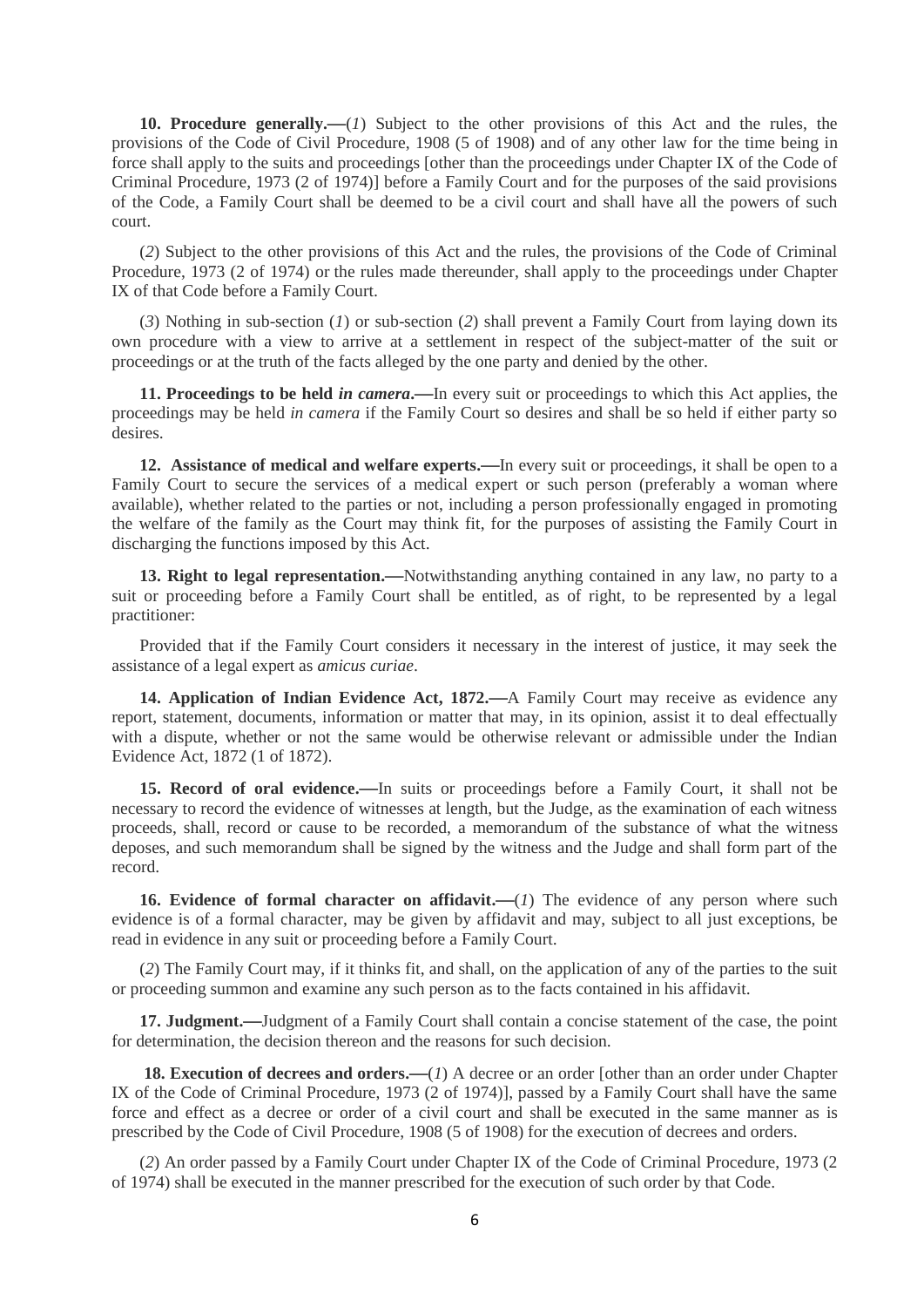**10. Procedure generally.**—(*1*) Subject to the other provisions of this Act and the rules, the provisions of the Code of Civil Procedure, 1908 (5 of 1908) and of any other law for the time being in force shall apply to the suits and proceedings [other than the proceedings under Chapter IX of the Code of Criminal Procedure, 1973 (2 of 1974)] before a Family Court and for the purposes of the said provisions of the Code, a Family Court shall be deemed to be a civil court and shall have all the powers of such court.

(*2*) Subject to the other provisions of this Act and the rules, the provisions of the Code of Criminal Procedure, 1973 (2 of 1974) or the rules made thereunder, shall apply to the proceedings under Chapter IX of that Code before a Family Court.

(*3*) Nothing in sub-section (*1*) or sub-section (*2*) shall prevent a Family Court from laying down its own procedure with a view to arrive at a settlement in respect of the subject-matter of the suit or proceedings or at the truth of the facts alleged by the one party and denied by the other.

**11. Proceedings to be held *in camera*.**—In every suit or proceedings to which this Act applies, the proceedings may be held *in camera* if the Family Court so desires and shall be so held if either party so desires.

**12. Assistance of medical and welfare experts.**—In every suit or proceedings, it shall be open to a Family Court to secure the services of a medical expert or such person (preferably a woman where available), whether related to the parties or not, including a person professionally engaged in promoting the welfare of the family as the Court may think fit, for the purposes of assisting the Family Court in discharging the functions imposed by this Act.

**13. Right to legal representation.**—Notwithstanding anything contained in any law, no party to a suit or proceeding before a Family Court shall be entitled, as of right, to be represented by a legal practitioner:

Provided that if the Family Court considers it necessary in the interest of justice, it may seek the assistance of a legal expert as *amicus curiae*.

**14. Application of Indian Evidence Act, 1872.**—A Family Court may receive as evidence any report, statement, documents, information or matter that may, in its opinion, assist it to deal effectually with a dispute, whether or not the same would be otherwise relevant or admissible under the Indian Evidence Act, 1872 (1 of 1872).

**15. Record of oral evidence.**—In suits or proceedings before a Family Court, it shall not be necessary to record the evidence of witnesses at length, but the Judge, as the examination of each witness proceeds, shall, record or cause to be recorded, a memorandum of the substance of what the witness deposes, and such memorandum shall be signed by the witness and the Judge and shall form part of the record.

**16. Evidence of formal character on affidavit.**—(*1*) The evidence of any person where such evidence is of a formal character, may be given by affidavit and may, subject to all just exceptions, be read in evidence in any suit or proceeding before a Family Court.

(*2*) The Family Court may, if it thinks fit, and shall, on the application of any of the parties to the suit or proceeding summon and examine any such person as to the facts contained in his affidavit.

**17. Judgment.**—Judgment of a Family Court shall contain a concise statement of the case, the point for determination, the decision thereon and the reasons for such decision.

**18. Execution of decrees and orders.**—(*1*) A decree or an order [other than an order under Chapter IX of the Code of Criminal Procedure, 1973 (2 of 1974)], passed by a Family Court shall have the same force and effect as a decree or order of a civil court and shall be executed in the same manner as is prescribed by the Code of Civil Procedure, 1908 (5 of 1908) for the execution of decrees and orders.

(*2*) An order passed by a Family Court under Chapter IX of the Code of Criminal Procedure, 1973 (2 of 1974) shall be executed in the manner prescribed for the execution of such order by that Code.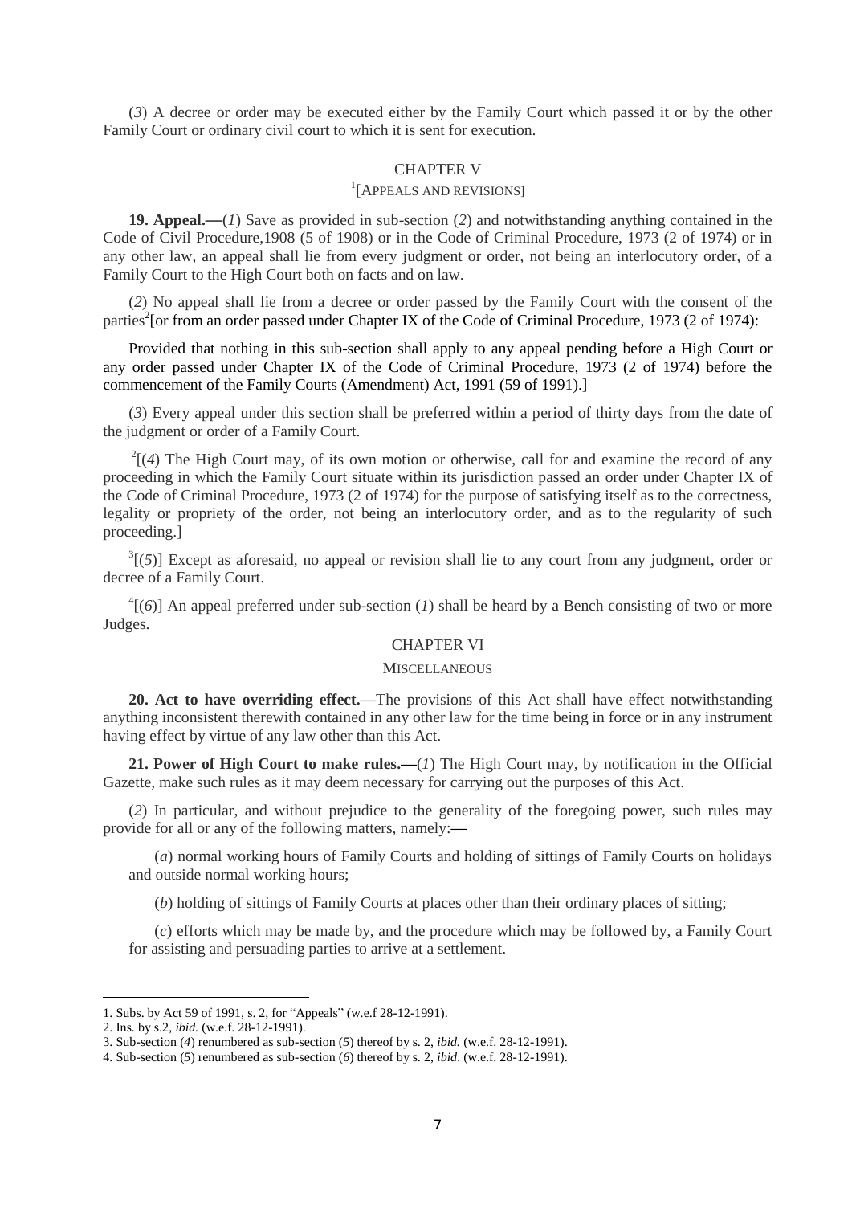(*3*) A decree or order may be executed either by the Family Court which passed it or by the other Family Court or ordinary civil court to which it is sent for execution.

## CHAPTER V

## [1][APPEALS AND REVISIONS]

**19. Appeal.—**(*1*) Save as provided in sub-section (*2*) and notwithstanding anything contained in the Code of Civil Procedure,1908 (5 of 1908) or in the Code of Criminal Procedure, 1973 (2 of 1974) or in any other law, an appeal shall lie from every judgment or order, not being an interlocutory order, of a Family Court to the High Court both on facts and on law.

(*2*) No appeal shall lie from a decree or order passed by the Family Court with the consent of the parties[2][or from an order passed under Chapter IX of the Code of Criminal Procedure, 1973 (2 of 1974):

Provided that nothing in this sub-section shall apply to any appeal pending before a High Court or any order passed under Chapter IX of the Code of Criminal Procedure, 1973 (2 of 1974) before the commencement of the Family Courts (Amendment) Act, 1991 (59 of 1991).]

(*3*) Every appeal under this section shall be preferred within a period of thirty days from the date of the judgment or order of a Family Court.

[2][(*4*) The High Court may, of its own motion or otherwise, call for and examine the record of any proceeding in which the Family Court situate within its jurisdiction passed an order under Chapter IX of the Code of Criminal Procedure, 1973 (2 of 1974) for the purpose of satisfying itself as to the correctness, legality or propriety of the order, not being an interlocutory order, and as to the regularity of such proceeding.]

[3][(*5*)] Except as aforesaid, no appeal or revision shall lie to any court from any judgment, order or decree of a Family Court.

[4][(*6*)] An appeal preferred under sub-section (*1*) shall be heard by a Bench consisting of two or more Judges.

## CHAPTER VI

## MISCELLANEOUS

**20. Act to have overriding effect.—**The provisions of this Act shall have effect notwithstanding anything inconsistent therewith contained in any other law for the time being in force or in any instrument having effect by virtue of any law other than this Act.

**21. Power of High Court to make rules.—**(*1*) The High Court may, by notification in the Official Gazette, make such rules as it may deem necessary for carrying out the purposes of this Act.

(*2*) In particular, and without prejudice to the generality of the foregoing power, such rules may provide for all or any of the following matters, namely:—

(*a*) normal working hours of Family Courts and holding of sittings of Family Courts on holidays and outside normal working hours;

(*b*) holding of sittings of Family Courts at places other than their ordinary places of sitting;

(*c*) efforts which may be made by, and the procedure which may be followed by, a Family Court for assisting and persuading parties to arrive at a settlement.

---

1. Subs. by Act 59 of 1991, s. 2, for "Appeals" (w.e.f 28-12-1991).
2. Ins. by s.2, *ibid.* (w.e.f. 28-12-1991).
3. Sub-section (*4*) renumbered as sub-section (*5*) thereof by s. 2, *ibid.* (w.e.f. 28-12-1991).
4. Sub-section (*5*) renumbered as sub-section (*6*) thereof by s. 2, *ibid*. (w.e.f. 28-12-1991).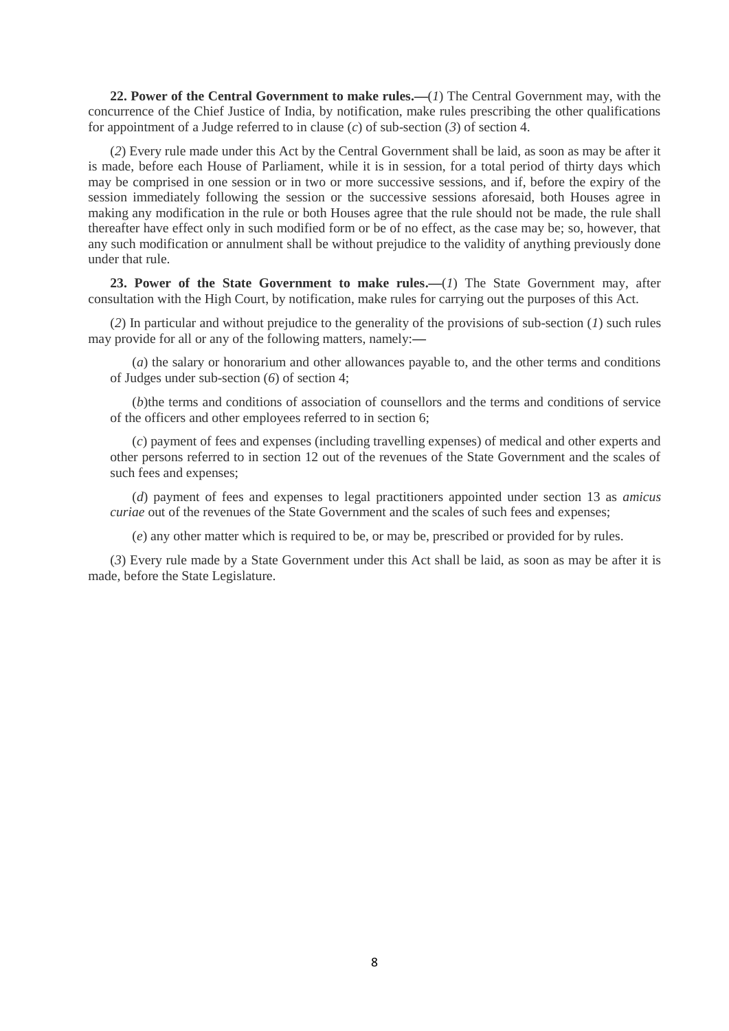**22. Power of the Central Government to make rules.—**(*1*) The Central Government may, with the concurrence of the Chief Justice of India, by notification, make rules prescribing the other qualifications for appointment of a Judge referred to in clause (*c*) of sub-section (*3*) of section 4.

(*2*) Every rule made under this Act by the Central Government shall be laid, as soon as may be after it is made, before each House of Parliament, while it is in session, for a total period of thirty days which may be comprised in one session or in two or more successive sessions, and if, before the expiry of the session immediately following the session or the successive sessions aforesaid, both Houses agree in making any modification in the rule or both Houses agree that the rule should not be made, the rule shall thereafter have effect only in such modified form or be of no effect, as the case may be; so, however, that any such modification or annulment shall be without prejudice to the validity of anything previously done under that rule.

**23. Power of the State Government to make rules.—**(*1*) The State Government may, after consultation with the High Court, by notification, make rules for carrying out the purposes of this Act.

(*2*) In particular and without prejudice to the generality of the provisions of sub-section (*1*) such rules may provide for all or any of the following matters, namely:—

(*a*) the salary or honorarium and other allowances payable to, and the other terms and conditions of Judges under sub-section (*6*) of section 4;

(*b*)the terms and conditions of association of counsellors and the terms and conditions of service of the officers and other employees referred to in section 6;

(*c*) payment of fees and expenses (including travelling expenses) of medical and other experts and other persons referred to in section 12 out of the revenues of the State Government and the scales of such fees and expenses;

(*d*) payment of fees and expenses to legal practitioners appointed under section 13 as *amicus curiae* out of the revenues of the State Government and the scales of such fees and expenses;

(*e*) any other matter which is required to be, or may be, prescribed or provided for by rules.

(*3*) Every rule made by a State Government under this Act shall be laid, as soon as may be after it is made, before the State Legislature.